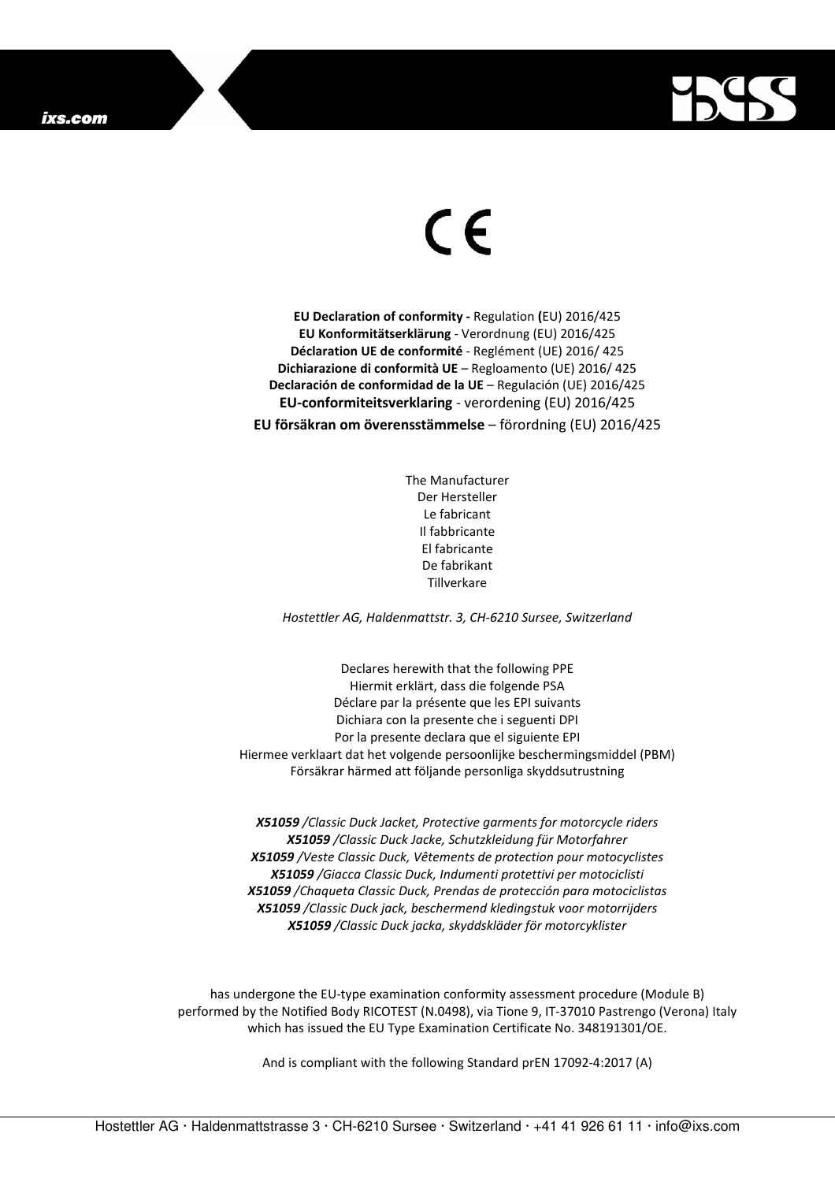CE

**EU Declaration of conformity -** Regulation **(**EU) 2016/425
**EU Konformitätserklärung** - Verordnung (EU) 2016/425
**Déclaration UE de conformité** - Reglément (UE) 2016/ 425
**Dichiarazione di conformità UE** – Regloamento (UE) 2016/ 425
**Declaración de conformidad de la UE** – Regulación (UE) 2016/425
**EU-conformiteitsverklaring** - verordening (EU) 2016/425
**EU försäkran om överensstämmelse** – förordning (EU) 2016/425

The Manufacturer
Der Hersteller
Le fabricant
Il fabbricante
El fabricante
De fabrikant
Tillverkare

*Hostettler AG, Haldenmattstr. 3, CH-6210 Sursee, Switzerland*

Declares herewith that the following PPE
Hiermit erklärt, dass die folgende PSA
Déclare par la présente que les EPI suivants
Dichiara con la presente che i seguenti DPI
Por la presente declara que el siguiente EPI
Hiermee verklaart dat het volgende persoonlijke beschermingsmiddel (PBM)
Försäkrar härmed att följande personliga skyddsutrustning

***X51059** /Classic Duck Jacket, Protective garments for motorcycle riders*
***X51059** /Classic Duck Jacke, Schutzkleidung für Motorfahrer*
***X51059** /Veste Classic Duck, Vêtements de protection pour motocyclistes*
***X51059** /Giacca Classic Duck, Indumenti protettivi per motociclisti*
***X51059** /Chaqueta Classic Duck, Prendas de protección para motociclistas*
***X51059** /Classic Duck jack, beschermend kledingstuk voor motorrijders*
***X51059** /Classic Duck jacka, skyddskläder för motorcyklister*

has undergone the EU-type examination conformity assessment procedure (Module B) performed by the Notified Body RICOTEST (N.0498), via Tione 9, IT-37010 Pastrengo (Verona) Italy which has issued the EU Type Examination Certificate No. 348191301/OE.

And is compliant with the following Standard prEN 17092-4:2017 (A)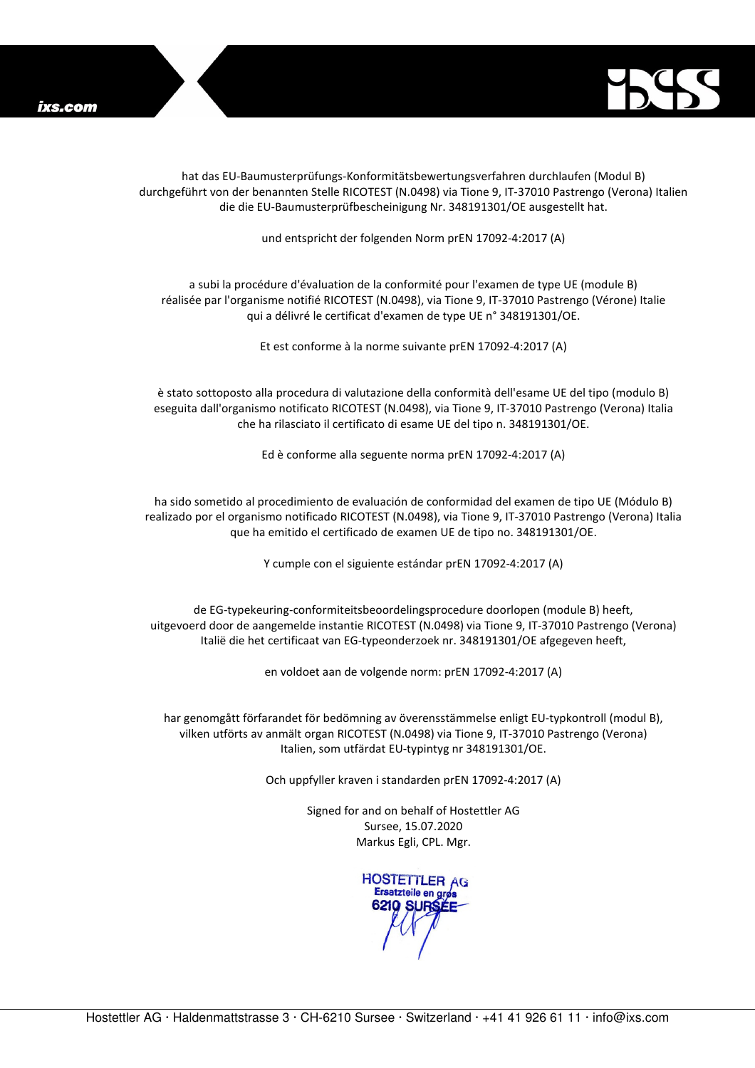hat das EU-Baumusterprüfungs-Konformitätsbewertungsverfahren durchlaufen (Modul B) durchgeführt von der benannten Stelle RICOTEST (N.0498) via Tione 9, IT-37010 Pastrengo (Verona) Italien die die EU-Baumusterprüfbescheinigung Nr. 348191301/OE ausgestellt hat.

und entspricht der folgenden Norm prEN 17092-4:2017 (A)

a subi la procédure d'évaluation de la conformité pour l'examen de type UE (module B) réalisée par l'organisme notifié RICOTEST (N.0498), via Tione 9, IT-37010 Pastrengo (Vérone) Italie qui a délivré le certificat d'examen de type UE n° 348191301/OE.

Et est conforme à la norme suivante prEN 17092-4:2017 (A)

è stato sottoposto alla procedura di valutazione della conformità dell'esame UE del tipo (modulo B) eseguita dall'organismo notificato RICOTEST (N.0498), via Tione 9, IT-37010 Pastrengo (Verona) Italia che ha rilasciato il certificato di esame UE del tipo n. 348191301/OE.

Ed è conforme alla seguente norma prEN 17092-4:2017 (A)

ha sido sometido al procedimiento de evaluación de conformidad del examen de tipo UE (Módulo B) realizado por el organismo notificado RICOTEST (N.0498), via Tione 9, IT-37010 Pastrengo (Verona) Italia que ha emitido el certificado de examen UE de tipo no. 348191301/OE.

Y cumple con el siguiente estándar prEN 17092-4:2017 (A)

de EG-typekeuring-conformiteitsbeoordelingsprocedure doorlopen (module B) heeft, uitgevoerd door de aangemelde instantie RICOTEST (N.0498) via Tione 9, IT-37010 Pastrengo (Verona) Italië die het certificaat van EG-typeonderzoek nr. 348191301/OE afgegeven heeft,

en voldoet aan de volgende norm: prEN 17092-4:2017 (A)

har genomgått förfarandet för bedömning av överensstämmelse enligt EU-typkontroll (modul B), vilken utförts av anmält organ RICOTEST (N.0498) via Tione 9, IT-37010 Pastrengo (Verona) Italien, som utfärdat EU-typintyg nr 348191301/OE.

Och uppfyller kraven i standarden prEN 17092-4:2017 (A)

Signed for and on behalf of Hostettler AG
Sursee, 15.07.2020
Markus Egli, CPL. Mgr.

HOSTETTLER AG
Ersatzteile en gros
6210 SURSEE